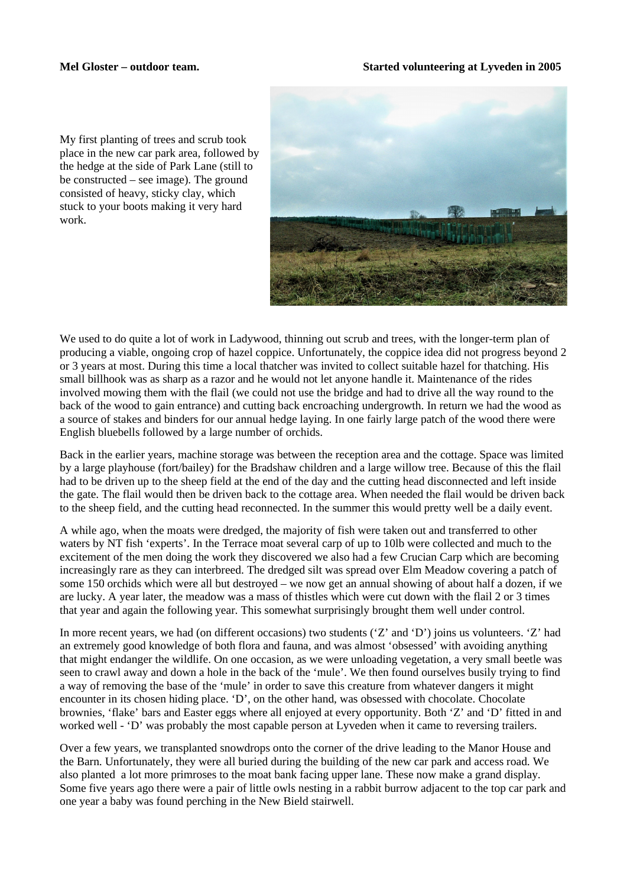**Mel Gloster – outdoor team.** **Started volunteering at Lyveden in 2005**

My first planting of trees and scrub took place in the new car park area, followed by the hedge at the side of Park Lane (still to be constructed – see image). The ground consisted of heavy, sticky clay, which stuck to your boots making it very hard work.

We used to do quite a lot of work in Ladywood, thinning out scrub and trees, with the longer-term plan of producing a viable, ongoing crop of hazel coppice. Unfortunately, the coppice idea did not progress beyond 2 or 3 years at most. During this time a local thatcher was invited to collect suitable hazel for thatching. His small billhook was as sharp as a razor and he would not let anyone handle it. Maintenance of the rides involved mowing them with the flail (we could not use the bridge and had to drive all the way round to the back of the wood to gain entrance) and cutting back encroaching undergrowth. In return we had the wood as a source of stakes and binders for our annual hedge laying. In one fairly large patch of the wood there were English bluebells followed by a large number of orchids.

Back in the earlier years, machine storage was between the reception area and the cottage. Space was limited by a large playhouse (fort/bailey) for the Bradshaw children and a large willow tree. Because of this the flail had to be driven up to the sheep field at the end of the day and the cutting head disconnected and left inside the gate. The flail would then be driven back to the cottage area. When needed the flail would be driven back to the sheep field, and the cutting head reconnected. In the summer this would pretty well be a daily event.

A while ago, when the moats were dredged, the majority of fish were taken out and transferred to other waters by NT fish 'experts'. In the Terrace moat several carp of up to 10lb were collected and much to the excitement of the men doing the work they discovered we also had a few Crucian Carp which are becoming increasingly rare as they can interbreed. The dredged silt was spread over Elm Meadow covering a patch of some 150 orchids which were all but destroyed – we now get an annual showing of about half a dozen, if we are lucky. A year later, the meadow was a mass of thistles which were cut down with the flail 2 or 3 times that year and again the following year. This somewhat surprisingly brought them well under control.

In more recent years, we had (on different occasions) two students ('Z' and 'D') joins us volunteers. 'Z' had an extremely good knowledge of both flora and fauna, and was almost 'obsessed' with avoiding anything that might endanger the wildlife. On one occasion, as we were unloading vegetation, a very small beetle was seen to crawl away and down a hole in the back of the 'mule'. We then found ourselves busily trying to find a way of removing the base of the 'mule' in order to save this creature from whatever dangers it might encounter in its chosen hiding place. 'D', on the other hand, was obsessed with chocolate. Chocolate brownies, 'flake' bars and Easter eggs where all enjoyed at every opportunity. Both 'Z' and 'D' fitted in and worked well - 'D' was probably the most capable person at Lyveden when it came to reversing trailers.

Over a few years, we transplanted snowdrops onto the corner of the drive leading to the Manor House and the Barn. Unfortunately, they were all buried during the building of the new car park and access road. We also planted a lot more primroses to the moat bank facing upper lane. These now make a grand display. Some five years ago there were a pair of little owls nesting in a rabbit burrow adjacent to the top car park and one year a baby was found perching in the New Bield stairwell.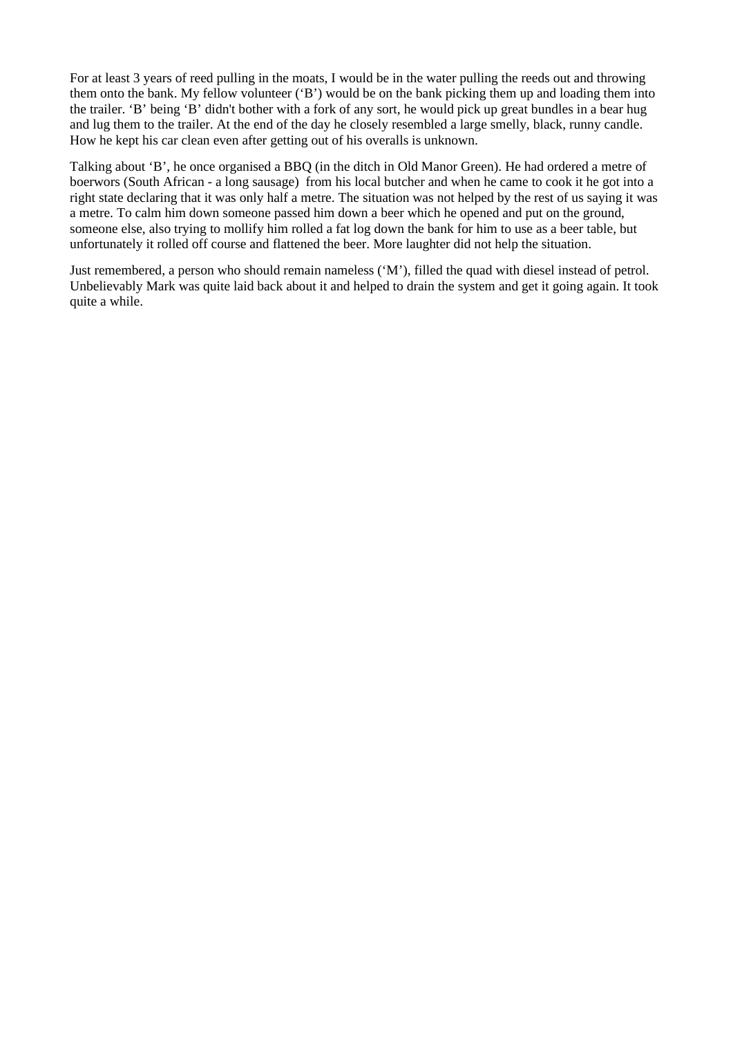For at least 3 years of reed pulling in the moats, I would be in the water pulling the reeds out and throwing them onto the bank. My fellow volunteer ('B') would be on the bank picking them up and loading them into the trailer. 'B' being 'B' didn't bother with a fork of any sort, he would pick up great bundles in a bear hug and lug them to the trailer. At the end of the day he closely resembled a large smelly, black, runny candle. How he kept his car clean even after getting out of his overalls is unknown.

Talking about 'B', he once organised a BBQ (in the ditch in Old Manor Green). He had ordered a metre of boerwors (South African - a long sausage) from his local butcher and when he came to cook it he got into a right state declaring that it was only half a metre. The situation was not helped by the rest of us saying it was a metre. To calm him down someone passed him down a beer which he opened and put on the ground, someone else, also trying to mollify him rolled a fat log down the bank for him to use as a beer table, but unfortunately it rolled off course and flattened the beer. More laughter did not help the situation.

Just remembered, a person who should remain nameless ('M'), filled the quad with diesel instead of petrol. Unbelievably Mark was quite laid back about it and helped to drain the system and get it going again. It took quite a while.